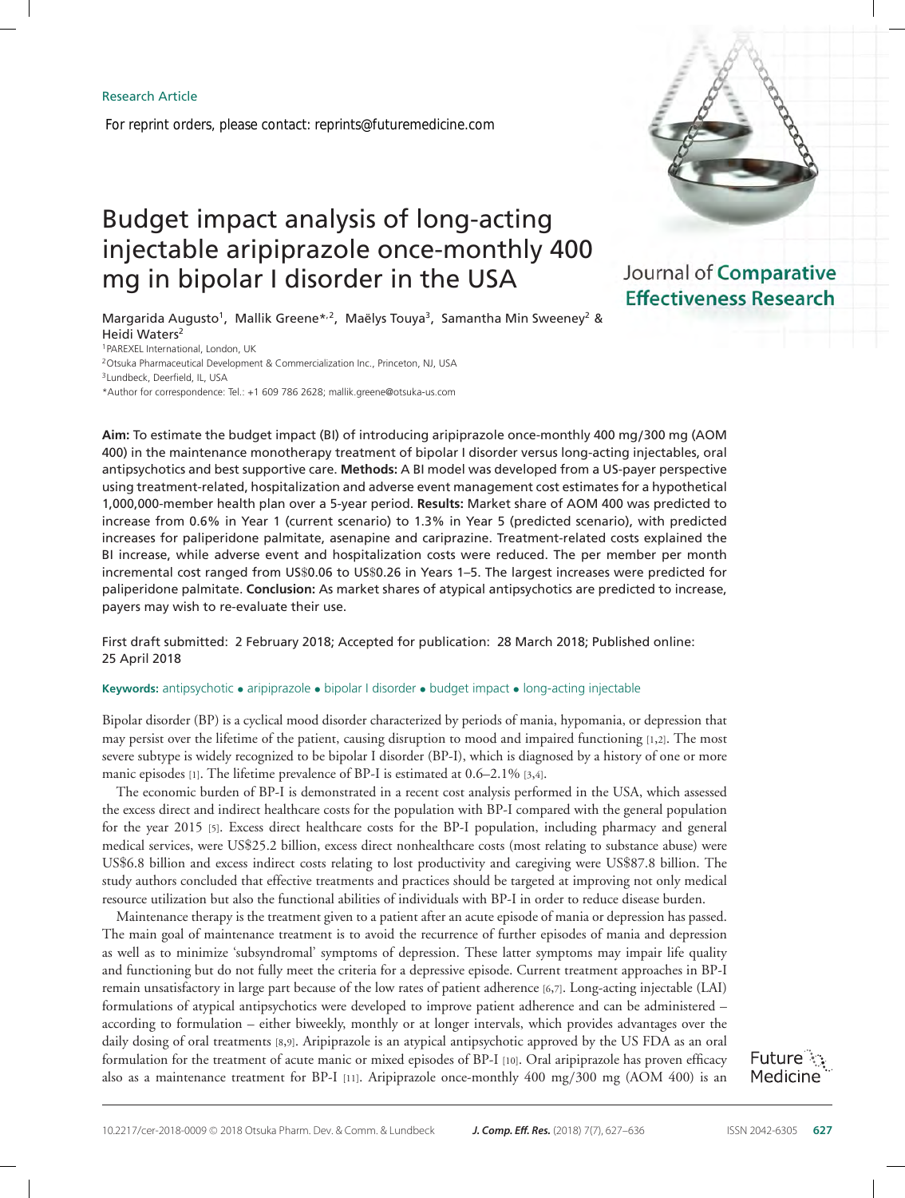Research Article

For reprint orders, please contact: reprints@futuremedicine.com

# Budget impact analysis of long-acting injectable aripiprazole once-monthly 400 mg in bipolar I disorder in the USA

Journal of Comparative Effectiveness Research

Margarida Augusto[1], Mallik Greene*[,2], Maëlys Touya[3], Samantha Min Sweeney[2] & Heidi Waters[2]

[1]PAREXEL International, London, UK
[2]Otsuka Pharmaceutical Development & Commercialization Inc., Princeton, NJ, USA
[3]Lundbeck, Deerfield, IL, USA
*Author for correspondence: Tel.: +1 609 786 2628; mallik.greene@otsuka-us.com

**Aim:** To estimate the budget impact (BI) of introducing aripiprazole once-monthly 400 mg/300 mg (AOM 400) in the maintenance monotherapy treatment of bipolar I disorder versus long-acting injectables, oral antipsychotics and best supportive care. **Methods:** A BI model was developed from a US-payer perspective using treatment-related, hospitalization and adverse event management cost estimates for a hypothetical 1,000,000-member health plan over a 5-year period. **Results:** Market share of AOM 400 was predicted to increase from 0.6% in Year 1 (current scenario) to 1.3% in Year 5 (predicted scenario), with predicted increases for paliperidone palmitate, asenapine and cariprazine. Treatment-related costs explained the BI increase, while adverse event and hospitalization costs were reduced. The per member per month incremental cost ranged from US$0.06 to US$0.26 in Years 1–5. The largest increases were predicted for paliperidone palmitate. **Conclusion:** As market shares of atypical antipsychotics are predicted to increase, payers may wish to re-evaluate their use.

First draft submitted: 2 February 2018; Accepted for publication: 28 March 2018; Published online: 25 April 2018

**Keywords:** antipsychotic • aripiprazole • bipolar I disorder • budget impact • long-acting injectable

Bipolar disorder (BP) is a cyclical mood disorder characterized by periods of mania, hypomania, or depression that may persist over the lifetime of the patient, causing disruption to mood and impaired functioning [1,2]. The most severe subtype is widely recognized to be bipolar I disorder (BP-I), which is diagnosed by a history of one or more manic episodes [1]. The lifetime prevalence of BP-I is estimated at 0.6–2.1% [3,4].

The economic burden of BP-I is demonstrated in a recent cost analysis performed in the USA, which assessed the excess direct and indirect healthcare costs for the population with BP-I compared with the general population for the year 2015 [5]. Excess direct healthcare costs for the BP-I population, including pharmacy and general medical services, were US$25.2 billion, excess direct nonhealthcare costs (most relating to substance abuse) were US$6.8 billion and excess indirect costs relating to lost productivity and caregiving were US$87.8 billion. The study authors concluded that effective treatments and practices should be targeted at improving not only medical resource utilization but also the functional abilities of individuals with BP-I in order to reduce disease burden.

Maintenance therapy is the treatment given to a patient after an acute episode of mania or depression has passed. The main goal of maintenance treatment is to avoid the recurrence of further episodes of mania and depression as well as to minimize 'subsyndromal' symptoms of depression. These latter symptoms may impair life quality and functioning but do not fully meet the criteria for a depressive episode. Current treatment approaches in BP-I remain unsatisfactory in large part because of the low rates of patient adherence [6,7]. Long-acting injectable (LAI) formulations of atypical antipsychotics were developed to improve patient adherence and can be administered – according to formulation – either biweekly, monthly or at longer intervals, which provides advantages over the daily dosing of oral treatments [8,9]. Aripiprazole is an atypical antipsychotic approved by the US FDA as an oral formulation for the treatment of acute manic or mixed episodes of BP-I [10]. Oral aripiprazole has proven efficacy also as a maintenance treatment for BP-I [11]. Aripiprazole once-monthly 400 mg/300 mg (AOM 400) is an

10.2217/cer-2018-0009 © 2018 Otsuka Pharm. Dev. & Comm. & Lundbeck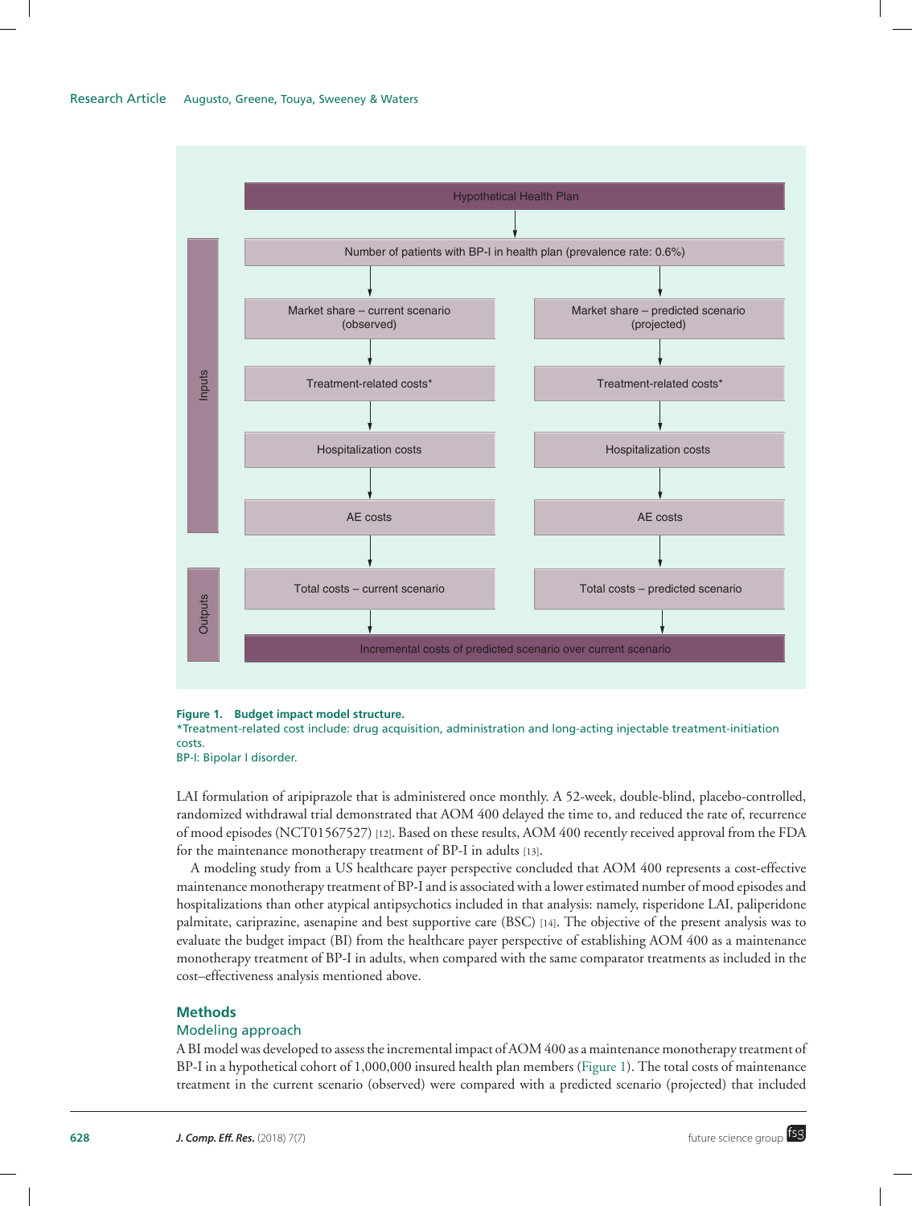Hypothetical Health Plan

Inputs:

- Number of patients with BP-I in health plan (prevalence rate: 0.6%)
- Market share – current scenario (observed) | Market share – predicted scenario (projected)
- Treatment-related costs* | Treatment-related costs*
- Hospitalization costs | Hospitalization costs
- AE costs | AE costs

Outputs:

- Total costs – current scenario | Total costs – predicted scenario
- Incremental costs of predicted scenario over current scenario

**Figure 1. Budget impact model structure.**
*Treatment-related cost include: drug acquisition, administration and long-acting injectable treatment-initiation costs.
BP-I: Bipolar I disorder.

LAI formulation of aripiprazole that is administered once monthly. A 52-week, double-blind, placebo-controlled, randomized withdrawal trial demonstrated that AOM 400 delayed the time to, and reduced the rate of, recurrence of mood episodes (NCT01567527) [12]. Based on these results, AOM 400 recently received approval from the FDA for the maintenance monotherapy treatment of BP-I in adults [13].

A modeling study from a US healthcare payer perspective concluded that AOM 400 represents a cost-effective maintenance monotherapy treatment of BP-I and is associated with a lower estimated number of mood episodes and hospitalizations than other atypical antipsychotics included in that analysis: namely, risperidone LAI, paliperidone palmitate, cariprazine, asenapine and best supportive care (BSC) [14]. The objective of the present analysis was to evaluate the budget impact (BI) from the healthcare payer perspective of establishing AOM 400 as a maintenance monotherapy treatment of BP-I in adults, when compared with the same comparator treatments as included in the cost–effectiveness analysis mentioned above.

## Methods

### Modeling approach

A BI model was developed to assess the incremental impact of AOM 400 as a maintenance monotherapy treatment of BP-I in a hypothetical cohort of 1,000,000 insured health plan members (Figure 1). The total costs of maintenance treatment in the current scenario (observed) were compared with a predicted scenario (projected) that included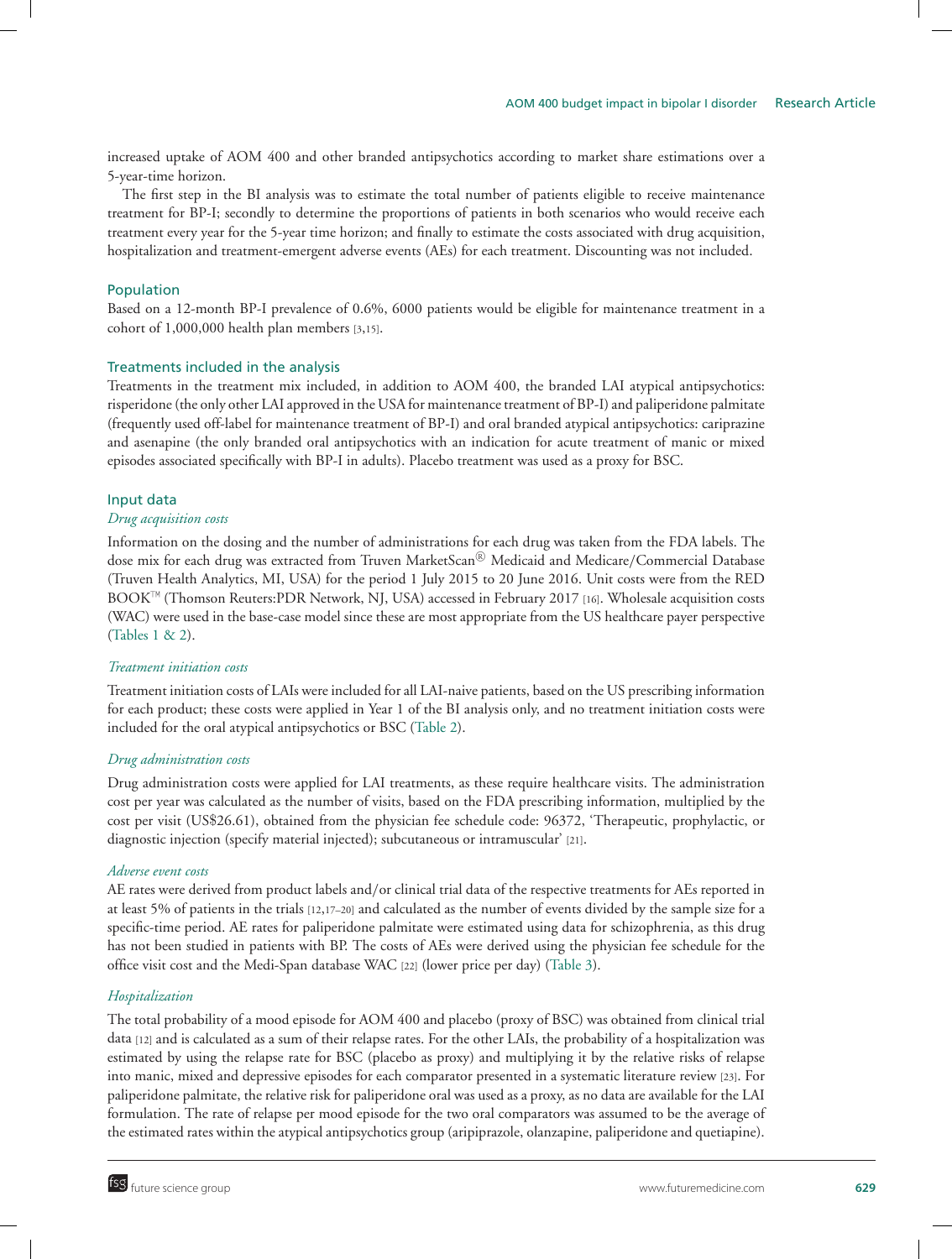increased uptake of AOM 400 and other branded antipsychotics according to market share estimations over a 5-year-time horizon.

The first step in the BI analysis was to estimate the total number of patients eligible to receive maintenance treatment for BP-I; secondly to determine the proportions of patients in both scenarios who would receive each treatment every year for the 5-year time horizon; and finally to estimate the costs associated with drug acquisition, hospitalization and treatment-emergent adverse events (AEs) for each treatment. Discounting was not included.

## Population

Based on a 12-month BP-I prevalence of 0.6%, 6000 patients would be eligible for maintenance treatment in a cohort of 1,000,000 health plan members [3,15].

## Treatments included in the analysis

Treatments in the treatment mix included, in addition to AOM 400, the branded LAI atypical antipsychotics: risperidone (the only other LAI approved in the USA for maintenance treatment of BP-I) and paliperidone palmitate (frequently used off-label for maintenance treatment of BP-I) and oral branded atypical antipsychotics: cariprazine and asenapine (the only branded oral antipsychotics with an indication for acute treatment of manic or mixed episodes associated specifically with BP-I in adults). Placebo treatment was used as a proxy for BSC.

## Input data

### *Drug acquisition costs*

Information on the dosing and the number of administrations for each drug was taken from the FDA labels. The dose mix for each drug was extracted from Truven MarketScan® Medicaid and Medicare/Commercial Database (Truven Health Analytics, MI, USA) for the period 1 July 2015 to 20 June 2016. Unit costs were from the RED BOOK™ (Thomson Reuters:PDR Network, NJ, USA) accessed in February 2017 [16]. Wholesale acquisition costs (WAC) were used in the base-case model since these are most appropriate from the US healthcare payer perspective (Tables 1 & 2).

### *Treatment initiation costs*

Treatment initiation costs of LAIs were included for all LAI-naive patients, based on the US prescribing information for each product; these costs were applied in Year 1 of the BI analysis only, and no treatment initiation costs were included for the oral atypical antipsychotics or BSC (Table 2).

### *Drug administration costs*

Drug administration costs were applied for LAI treatments, as these require healthcare visits. The administration cost per year was calculated as the number of visits, based on the FDA prescribing information, multiplied by the cost per visit (US$26.61), obtained from the physician fee schedule code: 96372, 'Therapeutic, prophylactic, or diagnostic injection (specify material injected); subcutaneous or intramuscular' [21].

### *Adverse event costs*

AE rates were derived from product labels and/or clinical trial data of the respective treatments for AEs reported in at least 5% of patients in the trials [12,17–20] and calculated as the number of events divided by the sample size for a specific-time period. AE rates for paliperidone palmitate were estimated using data for schizophrenia, as this drug has not been studied in patients with BP. The costs of AEs were derived using the physician fee schedule for the office visit cost and the Medi-Span database WAC [22] (lower price per day) (Table 3).

### *Hospitalization*

The total probability of a mood episode for AOM 400 and placebo (proxy of BSC) was obtained from clinical trial data [12] and is calculated as a sum of their relapse rates. For the other LAIs, the probability of a hospitalization was estimated by using the relapse rate for BSC (placebo as proxy) and multiplying it by the relative risks of relapse into manic, mixed and depressive episodes for each comparator presented in a systematic literature review [23]. For paliperidone palmitate, the relative risk for paliperidone oral was used as a proxy, as no data are available for the LAI formulation. The rate of relapse per mood episode for the two oral comparators was assumed to be the average of the estimated rates within the atypical antipsychotics group (aripiprazole, olanzapine, paliperidone and quetiapine).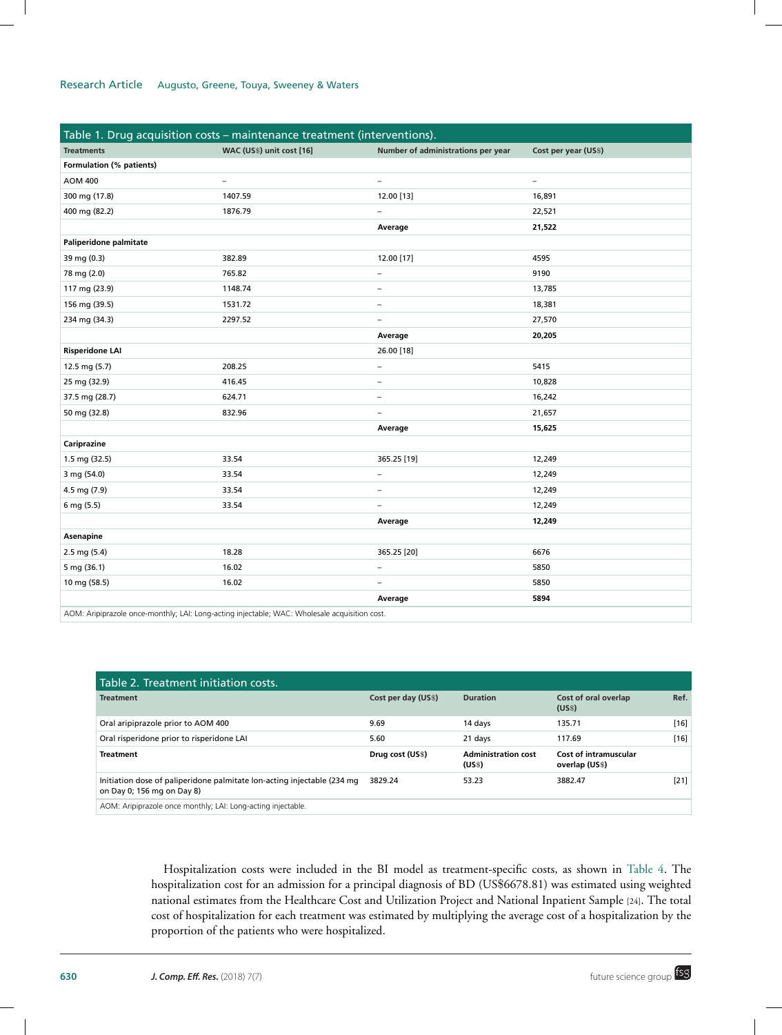**Table 1. Drug acquisition costs – maintenance treatment (interventions).**

| Treatments | WAC (US$) unit cost [16] | Number of administrations per year | Cost per year (US$) |
|---|---|---|---|
| **Formulation (% patients)** | | | |
| AOM 400 | – | – | – |
| 300 mg (17.8) | 1407.59 | 12.00 [13] | 16,891 |
| 400 mg (82.2) | 1876.79 | – | 22,521 |
| | | **Average** | **21,522** |
| **Paliperidone palmitate** | | | |
| 39 mg (0.3) | 382.89 | 12.00 [17] | 4595 |
| 78 mg (2.0) | 765.82 | – | 9190 |
| 117 mg (23.9) | 1148.74 | – | 13,785 |
| 156 mg (39.5) | 1531.72 | – | 18,381 |
| 234 mg (34.3) | 2297.52 | – | 27,570 |
| | | **Average** | **20,205** |
| **Risperidone LAI** | | 26.00 [18] | |
| 12.5 mg (5.7) | 208.25 | – | 5415 |
| 25 mg (32.9) | 416.45 | – | 10,828 |
| 37.5 mg (28.7) | 624.71 | – | 16,242 |
| 50 mg (32.8) | 832.96 | – | 21,657 |
| | | **Average** | **15,625** |
| **Cariprazine** | | | |
| 1.5 mg (32.5) | 33.54 | 365.25 [19] | 12,249 |
| 3 mg (54.0) | 33.54 | – | 12,249 |
| 4.5 mg (7.9) | 33.54 | – | 12,249 |
| 6 mg (5.5) | 33.54 | – | 12,249 |
| | | **Average** | **12,249** |
| **Asenapine** | | | |
| 2.5 mg (5.4) | 18.28 | 365.25 [20] | 6676 |
| 5 mg (36.1) | 16.02 | – | 5850 |
| 10 mg (58.5) | 16.02 | – | 5850 |
| | | **Average** | **5894** |

AOM: Aripiprazole once-monthly; LAI: Long-acting injectable; WAC: Wholesale acquisition cost.

**Table 2. Treatment initiation costs.**

| Treatment | Cost per day (US$) | Duration | Cost of oral overlap (US$) | Ref. |
|---|---|---|---|---|
| Oral aripiprazole prior to AOM 400 | 9.69 | 14 days | 135.71 | [16] |
| Oral risperidone prior to risperidone LAI | 5.60 | 21 days | 117.69 | [16] |
| **Treatment** | **Drug cost (US$)** | **Administration cost (US$)** | **Cost of intramuscular overlap (US$)** | |
| Initiation dose of paliperidone palmitate lon-acting injectable (234 mg on Day 0; 156 mg on Day 8) | 3829.24 | 53.23 | 3882.47 | [21] |

AOM: Aripiprazole once monthly; LAI: Long-acting injectable.

Hospitalization costs were included in the BI model as treatment-specific costs, as shown in Table 4. The hospitalization cost for an admission for a principal diagnosis of BD (US$6678.81) was estimated using weighted national estimates from the Healthcare Cost and Utilization Project and National Inpatient Sample [24]. The total cost of hospitalization for each treatment was estimated by multiplying the average cost of a hospitalization by the proportion of the patients who were hospitalized.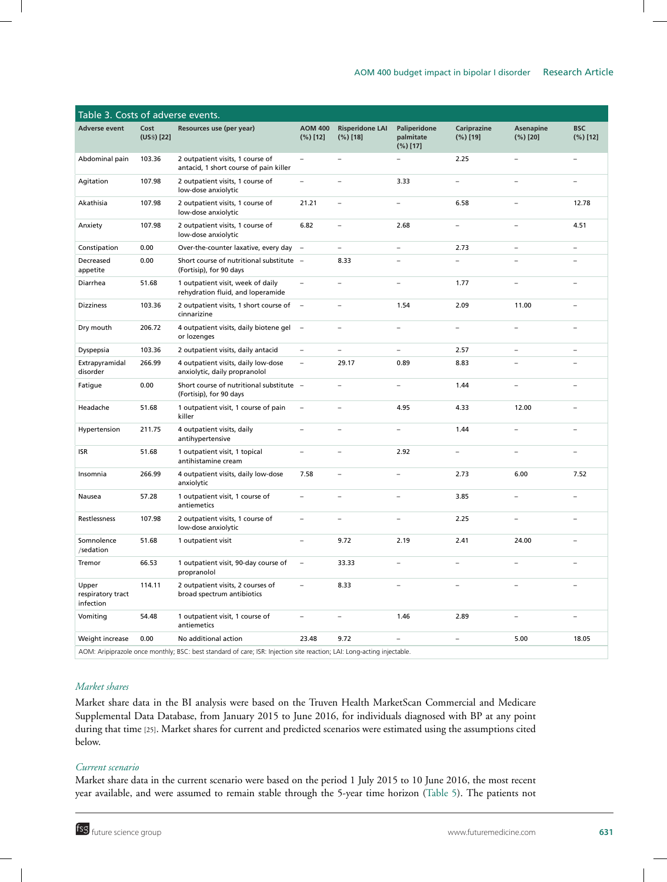Table 3. Costs of adverse events.

| Adverse event | Cost (US$) [22] | Resources use (per year) | AOM 400 (%) [12] | Risperidone LAI (%) [18] | Paliperidone palmitate (%) [17] | Cariprazine (%) [19] | Asenapine (%) [20] | BSC (%) [12] |
|---|---|---|---|---|---|---|---|---|
| Abdominal pain | 103.36 | 2 outpatient visits, 1 course of antacid, 1 short course of pain killer | – | – | – | 2.25 | – | – |
| Agitation | 107.98 | 2 outpatient visits, 1 course of low-dose anxiolytic | – | – | 3.33 | – | – | – |
| Akathisia | 107.98 | 2 outpatient visits, 1 course of low-dose anxiolytic | 21.21 | – | – | 6.58 | – | 12.78 |
| Anxiety | 107.98 | 2 outpatient visits, 1 course of low-dose anxiolytic | 6.82 | – | 2.68 | – | – | 4.51 |
| Constipation | 0.00 | Over-the-counter laxative, every day | – | – | – | 2.73 | – | – |
| Decreased appetite | 0.00 | Short course of nutritional substitute (Fortisip), for 90 days | – | 8.33 | – | – | – | – |
| Diarrhea | 51.68 | 1 outpatient visit, week of daily rehydration fluid, and loperamide | – | – | – | 1.77 | – | – |
| Dizziness | 103.36 | 2 outpatient visits, 1 short course of cinnarizine | – | – | 1.54 | 2.09 | 11.00 | – |
| Dry mouth | 206.72 | 4 outpatient visits, daily biotene gel or lozenges | – | – | – | – | – | – |
| Dyspepsia | 103.36 | 2 outpatient visits, daily antacid | – | – | – | 2.57 | – | – |
| Extrapyramidal disorder | 266.99 | 4 outpatient visits, daily low-dose anxiolytic, daily propranolol | – | 29.17 | 0.89 | 8.83 | – | – |
| Fatigue | 0.00 | Short course of nutritional substitute (Fortisip), for 90 days | – | – | – | 1.44 | – | – |
| Headache | 51.68 | 1 outpatient visit, 1 course of pain killer | – | – | 4.95 | 4.33 | 12.00 | – |
| Hypertension | 211.75 | 4 outpatient visits, daily antihypertensive | – | – | – | 1.44 | – | – |
| ISR | 51.68 | 1 outpatient visit, 1 topical antihistamine cream | – | – | 2.92 | – | – | – |
| Insomnia | 266.99 | 4 outpatient visits, daily low-dose anxiolytic | 7.58 | – | – | 2.73 | 6.00 | 7.52 |
| Nausea | 57.28 | 1 outpatient visit, 1 course of antiemetics | – | – | – | 3.85 | – | – |
| Restlessness | 107.98 | 2 outpatient visits, 1 course of low-dose anxiolytic | – | – | – | 2.25 | – | – |
| Somnolence /sedation | 51.68 | 1 outpatient visit | – | 9.72 | 2.19 | 2.41 | 24.00 | – |
| Tremor | 66.53 | 1 outpatient visit, 90-day course of propranolol | – | 33.33 | – | – | – | – |
| Upper respiratory tract infection | 114.11 | 2 outpatient visits, 2 courses of broad spectrum antibiotics | – | 8.33 | – | – | – | – |
| Vomiting | 54.48 | 1 outpatient visit, 1 course of antiemetics | – | – | 1.46 | 2.89 | – | – |
| Weight increase | 0.00 | No additional action | 23.48 | 9.72 | – | – | 5.00 | 18.05 |

AOM: Aripiprazole once monthly; BSC: best standard of care; ISR: Injection site reaction; LAI: Long-acting injectable.

### *Market shares*

Market share data in the BI analysis were based on the Truven Health MarketScan Commercial and Medicare Supplemental Data Database, from January 2015 to June 2016, for individuals diagnosed with BP at any point during that time [25]. Market shares for current and predicted scenarios were estimated using the assumptions cited below.

### *Current scenario*

Market share data in the current scenario were based on the period 1 July 2015 to 10 June 2016, the most recent year available, and were assumed to remain stable through the 5-year time horizon (Table 5). The patients not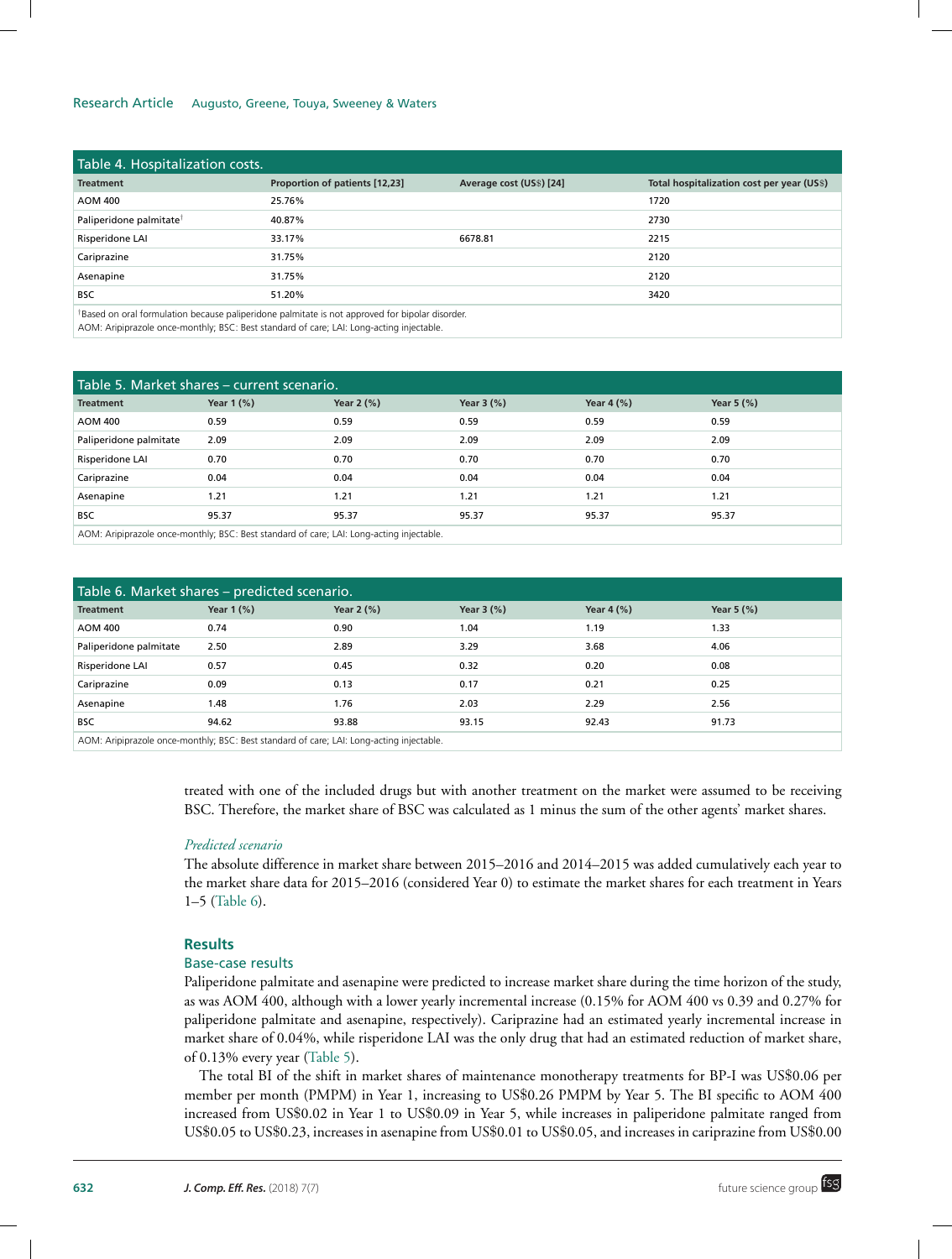Table 4. Hospitalization costs.

| Treatment | Proportion of patients [12,23] | Average cost (US$) [24] | Total hospitalization cost per year (US$) |
|---|---|---|---|
| AOM 400 | 25.76% | | 1720 |
| Paliperidone palmitate[†] | 40.87% | | 2730 |
| Risperidone LAI | 33.17% | 6678.81 | 2215 |
| Cariprazine | 31.75% | | 2120 |
| Asenapine | 31.75% | | 2120 |
| BSC | 51.20% | | 3420 |

[†]Based on oral formulation because paliperidone palmitate is not approved for bipolar disorder.
AOM: Aripiprazole once-monthly; BSC: Best standard of care; LAI: Long-acting injectable.

Table 5. Market shares – current scenario.

| Treatment | Year 1 (%) | Year 2 (%) | Year 3 (%) | Year 4 (%) | Year 5 (%) |
|---|---|---|---|---|---|
| AOM 400 | 0.59 | 0.59 | 0.59 | 0.59 | 0.59 |
| Paliperidone palmitate | 2.09 | 2.09 | 2.09 | 2.09 | 2.09 |
| Risperidone LAI | 0.70 | 0.70 | 0.70 | 0.70 | 0.70 |
| Cariprazine | 0.04 | 0.04 | 0.04 | 0.04 | 0.04 |
| Asenapine | 1.21 | 1.21 | 1.21 | 1.21 | 1.21 |
| BSC | 95.37 | 95.37 | 95.37 | 95.37 | 95.37 |

AOM: Aripiprazole once-monthly; BSC: Best standard of care; LAI: Long-acting injectable.

Table 6. Market shares – predicted scenario.

| Treatment | Year 1 (%) | Year 2 (%) | Year 3 (%) | Year 4 (%) | Year 5 (%) |
|---|---|---|---|---|---|
| AOM 400 | 0.74 | 0.90 | 1.04 | 1.19 | 1.33 |
| Paliperidone palmitate | 2.50 | 2.89 | 3.29 | 3.68 | 4.06 |
| Risperidone LAI | 0.57 | 0.45 | 0.32 | 0.20 | 0.08 |
| Cariprazine | 0.09 | 0.13 | 0.17 | 0.21 | 0.25 |
| Asenapine | 1.48 | 1.76 | 2.03 | 2.29 | 2.56 |
| BSC | 94.62 | 93.88 | 93.15 | 92.43 | 91.73 |

AOM: Aripiprazole once-monthly; BSC: Best standard of care; LAI: Long-acting injectable.

treated with one of the included drugs but with another treatment on the market were assumed to be receiving BSC. Therefore, the market share of BSC was calculated as 1 minus the sum of the other agents' market shares.

*Predicted scenario*

The absolute difference in market share between 2015–2016 and 2014–2015 was added cumulatively each year to the market share data for 2015–2016 (considered Year 0) to estimate the market shares for each treatment in Years 1–5 (Table 6).

## Results

### Base-case results

Paliperidone palmitate and asenapine were predicted to increase market share during the time horizon of the study, as was AOM 400, although with a lower yearly incremental increase (0.15% for AOM 400 vs 0.39 and 0.27% for paliperidone palmitate and asenapine, respectively). Cariprazine had an estimated yearly incremental increase in market share of 0.04%, while risperidone LAI was the only drug that had an estimated reduction of market share, of 0.13% every year (Table 5).

The total BI of the shift in market shares of maintenance monotherapy treatments for BP-I was US$0.06 per member per month (PMPM) in Year 1, increasing to US$0.26 PMPM by Year 5. The BI specific to AOM 400 increased from US$0.02 in Year 1 to US$0.09 in Year 5, while increases in paliperidone palmitate ranged from US$0.05 to US$0.23, increases in asenapine from US$0.01 to US$0.05, and increases in cariprazine from US$0.00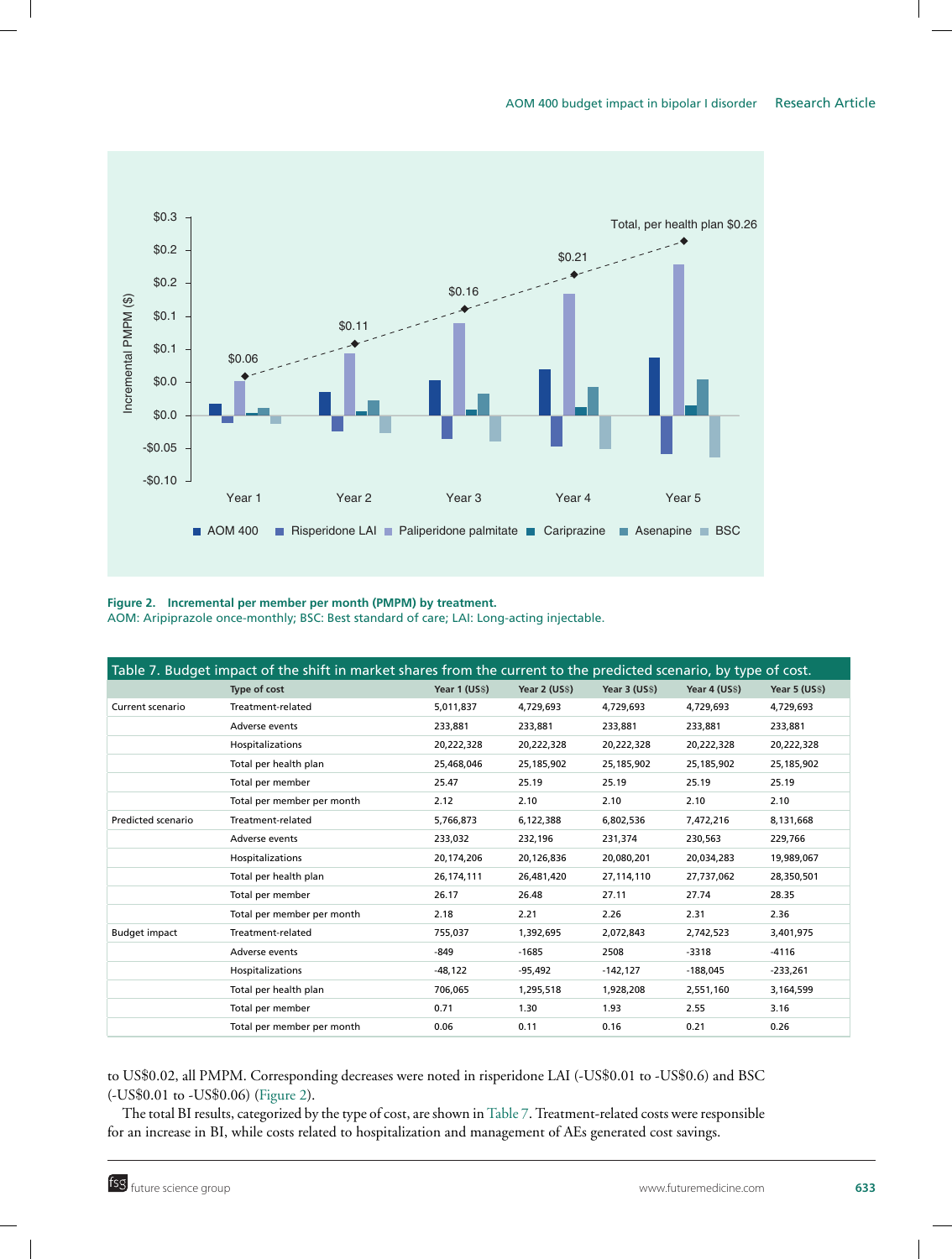Figure 2. Incremental per member per month (PMPM) by treatment.
AOM: Aripiprazole once-monthly; BSC: Best standard of care; LAI: Long-acting injectable.

Table 7. Budget impact of the shift in market shares from the current to the predicted scenario, by type of cost.

| | Type of cost | Year 1 (US$) | Year 2 (US$) | Year 3 (US$) | Year 4 (US$) | Year 5 (US$) |
|---|---|---|---|---|---|---|
| Current scenario | Treatment-related | 5,011,837 | 4,729,693 | 4,729,693 | 4,729,693 | 4,729,693 |
| | Adverse events | 233,881 | 233,881 | 233,881 | 233,881 | 233,881 |
| | Hospitalizations | 20,222,328 | 20,222,328 | 20,222,328 | 20,222,328 | 20,222,328 |
| | Total per health plan | 25,468,046 | 25,185,902 | 25,185,902 | 25,185,902 | 25,185,902 |
| | Total per member | 25.47 | 25.19 | 25.19 | 25.19 | 25.19 |
| | Total per member per month | 2.12 | 2.10 | 2.10 | 2.10 | 2.10 |
| Predicted scenario | Treatment-related | 5,766,873 | 6,122,388 | 6,802,536 | 7,472,216 | 8,131,668 |
| | Adverse events | 233,032 | 232,196 | 231,374 | 230,563 | 229,766 |
| | Hospitalizations | 20,174,206 | 20,126,836 | 20,080,201 | 20,034,283 | 19,989,067 |
| | Total per health plan | 26,174,111 | 26,481,420 | 27,114,110 | 27,737,062 | 28,350,501 |
| | Total per member | 26.17 | 26.48 | 27.11 | 27.74 | 28.35 |
| | Total per member per month | 2.18 | 2.21 | 2.26 | 2.31 | 2.36 |
| Budget impact | Treatment-related | 755,037 | 1,392,695 | 2,072,843 | 2,742,523 | 3,401,975 |
| | Adverse events | -849 | -1685 | 2508 | -3318 | -4116 |
| | Hospitalizations | -48,122 | -95,492 | -142,127 | -188,045 | -233,261 |
| | Total per health plan | 706,065 | 1,295,518 | 1,928,208 | 2,551,160 | 3,164,599 |
| | Total per member | 0.71 | 1.30 | 1.93 | 2.55 | 3.16 |
| | Total per member per month | 0.06 | 0.11 | 0.16 | 0.21 | 0.26 |

to US$0.02, all PMPM. Corresponding decreases were noted in risperidone LAI (-US$0.01 to -US$0.6) and BSC (-US$0.01 to -US$0.06) (Figure 2).

The total BI results, categorized by the type of cost, are shown in Table 7. Treatment-related costs were responsible for an increase in BI, while costs related to hospitalization and management of AEs generated cost savings.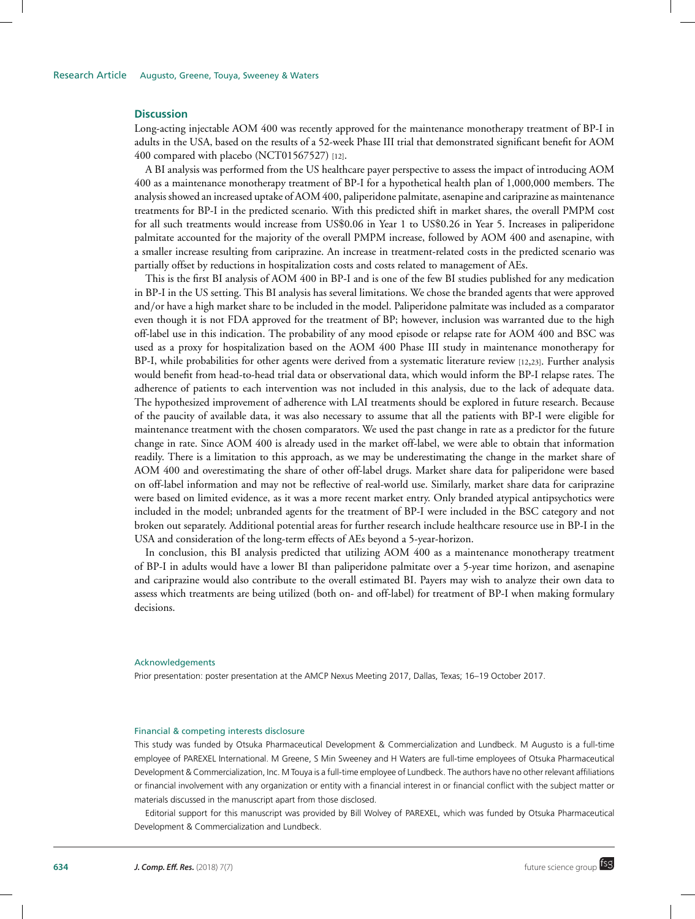## Discussion

Long-acting injectable AOM 400 was recently approved for the maintenance monotherapy treatment of BP-I in adults in the USA, based on the results of a 52-week Phase III trial that demonstrated significant benefit for AOM 400 compared with placebo (NCT01567527) [12].

A BI analysis was performed from the US healthcare payer perspective to assess the impact of introducing AOM 400 as a maintenance monotherapy treatment of BP-I for a hypothetical health plan of 1,000,000 members. The analysis showed an increased uptake of AOM 400, paliperidone palmitate, asenapine and cariprazine as maintenance treatments for BP-I in the predicted scenario. With this predicted shift in market shares, the overall PMPM cost for all such treatments would increase from US$0.06 in Year 1 to US$0.26 in Year 5. Increases in paliperidone palmitate accounted for the majority of the overall PMPM increase, followed by AOM 400 and asenapine, with a smaller increase resulting from cariprazine. An increase in treatment-related costs in the predicted scenario was partially offset by reductions in hospitalization costs and costs related to management of AEs.

This is the first BI analysis of AOM 400 in BP-I and is one of the few BI studies published for any medication in BP-I in the US setting. This BI analysis has several limitations. We chose the branded agents that were approved and/or have a high market share to be included in the model. Paliperidone palmitate was included as a comparator even though it is not FDA approved for the treatment of BP; however, inclusion was warranted due to the high off-label use in this indication. The probability of any mood episode or relapse rate for AOM 400 and BSC was used as a proxy for hospitalization based on the AOM 400 Phase III study in maintenance monotherapy for BP-I, while probabilities for other agents were derived from a systematic literature review [12,23]. Further analysis would benefit from head-to-head trial data or observational data, which would inform the BP-I relapse rates. The adherence of patients to each intervention was not included in this analysis, due to the lack of adequate data. The hypothesized improvement of adherence with LAI treatments should be explored in future research. Because of the paucity of available data, it was also necessary to assume that all the patients with BP-I were eligible for maintenance treatment with the chosen comparators. We used the past change in rate as a predictor for the future change in rate. Since AOM 400 is already used in the market off-label, we were able to obtain that information readily. There is a limitation to this approach, as we may be underestimating the change in the market share of AOM 400 and overestimating the share of other off-label drugs. Market share data for paliperidone were based on off-label information and may not be reflective of real-world use. Similarly, market share data for cariprazine were based on limited evidence, as it was a more recent market entry. Only branded atypical antipsychotics were included in the model; unbranded agents for the treatment of BP-I were included in the BSC category and not broken out separately. Additional potential areas for further research include healthcare resource use in BP-I in the USA and consideration of the long-term effects of AEs beyond a 5-year-horizon.

In conclusion, this BI analysis predicted that utilizing AOM 400 as a maintenance monotherapy treatment of BP-I in adults would have a lower BI than paliperidone palmitate over a 5-year time horizon, and asenapine and cariprazine would also contribute to the overall estimated BI. Payers may wish to analyze their own data to assess which treatments are being utilized (both on- and off-label) for treatment of BP-I when making formulary decisions.

#### Acknowledgements

Prior presentation: poster presentation at the AMCP Nexus Meeting 2017, Dallas, Texas; 16–19 October 2017.

#### Financial & competing interests disclosure

This study was funded by Otsuka Pharmaceutical Development & Commercialization and Lundbeck. M Augusto is a full-time employee of PAREXEL International. M Greene, S Min Sweeney and H Waters are full-time employees of Otsuka Pharmaceutical Development & Commercialization, Inc. M Touya is a full-time employee of Lundbeck. The authors have no other relevant affiliations or financial involvement with any organization or entity with a financial interest in or financial conflict with the subject matter or materials discussed in the manuscript apart from those disclosed.

Editorial support for this manuscript was provided by Bill Wolvey of PAREXEL, which was funded by Otsuka Pharmaceutical Development & Commercialization and Lundbeck.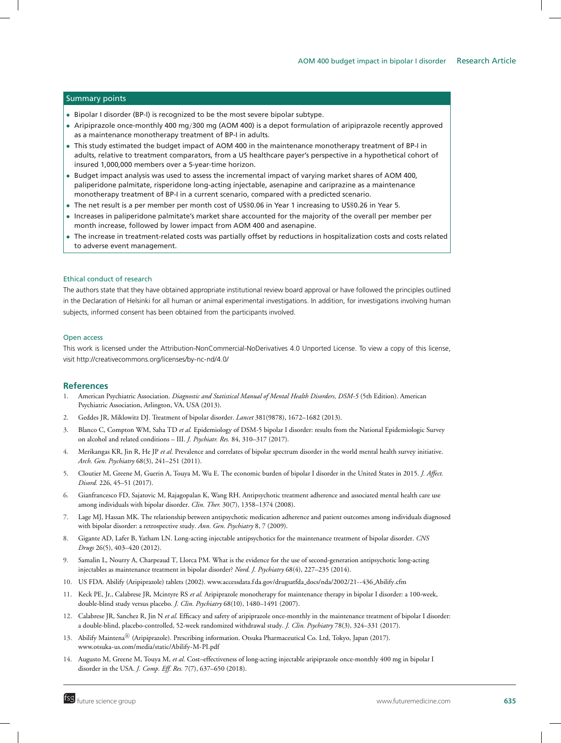## Summary points

- Bipolar I disorder (BP-I) is recognized to be the most severe bipolar subtype.
- Aripiprazole once-monthly 400 mg/300 mg (AOM 400) is a depot formulation of aripiprazole recently approved as a maintenance monotherapy treatment of BP-I in adults.
- This study estimated the budget impact of AOM 400 in the maintenance monotherapy treatment of BP-I in adults, relative to treatment comparators, from a US healthcare payer's perspective in a hypothetical cohort of insured 1,000,000 members over a 5-year-time horizon.
- Budget impact analysis was used to assess the incremental impact of varying market shares of AOM 400, paliperidone palmitate, risperidone long-acting injectable, asenapine and cariprazine as a maintenance monotherapy treatment of BP-I in a current scenario, compared with a predicted scenario.
- The net result is a per member per month cost of US$0.06 in Year 1 increasing to US$0.26 in Year 5.
- Increases in paliperidone palmitate's market share accounted for the majority of the overall per member per month increase, followed by lower impact from AOM 400 and asenapine.
- The increase in treatment-related costs was partially offset by reductions in hospitalization costs and costs related to adverse event management.

### Ethical conduct of research

The authors state that they have obtained appropriate institutional review board approval or have followed the principles outlined in the Declaration of Helsinki for all human or animal experimental investigations. In addition, for investigations involving human subjects, informed consent has been obtained from the participants involved.

### Open access

This work is licensed under the Attribution-NonCommercial-NoDerivatives 4.0 Unported License. To view a copy of this license, visit http://creativecommons.org/licenses/by-nc-nd/4.0/

## References

1. American Psychiatric Association. *Diagnostic and Statistical Manual of Mental Health Disorders, DSM-5* (5th Edition). American Psychiatric Association, Arlington, VA, USA (2013).
2. Geddes JR, Miklowitz DJ. Treatment of bipolar disorder. *Lancet* 381(9878), 1672–1682 (2013).
3. Blanco C, Compton WM, Saha TD *et al.* Epidemiology of DSM-5 bipolar I disorder: results from the National Epidemiologic Survey on alcohol and related conditions – III. *J. Psychiatr. Res.* 84, 310–317 (2017).
4. Merikangas KR, Jin R, He JP *et al.* Prevalence and correlates of bipolar spectrum disorder in the world mental health survey initiative. *Arch. Gen. Psychiatry* 68(3), 241–251 (2011).
5. Cloutier M, Greene M, Guerin A, Touya M, Wu E. The economic burden of bipolar I disorder in the United States in 2015. *J. Affect. Disord.* 226, 45–51 (2017).
6. Gianfrancesco FD, Sajatovic M, Rajagopalan K, Wang RH. Antipsychotic treatment adherence and associated mental health care use among individuals with bipolar disorder. *Clin. Ther.* 30(7), 1358–1374 (2008).
7. Lage MJ, Hassan MK. The relationship between antipsychotic medication adherence and patient outcomes among individuals diagnosed with bipolar disorder: a retrospective study. *Ann. Gen. Psychiatry* 8, 7 (2009).
8. Gigante AD, Lafer B, Yatham LN. Long-acting injectable antipsychotics for the maintenance treatment of bipolar disorder. *CNS Drugs* 26(5), 403–420 (2012).
9. Samalin L, Nourry A, Charpeaud T, Llorca PM. What is the evidence for the use of second-generation antipsychotic long-acting injectables as maintenance treatment in bipolar disorder? *Nord. J. Psychiatry* 68(4), 227–235 (2014).
10. US FDA. Abilify (Aripiprazole) tablets (2002). www.accessdata.fda.gov/drugsatfda_docs/nda/2002/21--436_Abilify.cfm
11. Keck PE, Jr., Calabrese JR, Mcintyre RS *et al.* Aripiprazole monotherapy for maintenance therapy in bipolar I disorder: a 100-week, double-blind study versus placebo. *J. Clin. Psychiatry* 68(10), 1480–1491 (2007).
12. Calabrese JR, Sanchez R, Jin N *et al.* Efficacy and safety of aripiprazole once-monthly in the maintenance treatment of bipolar I disorder: a double-blind, placebo-controlled, 52-week randomized withdrawal study. *J. Clin. Psychiatry* 78(3), 324–331 (2017).
13. Abilify Maintena® (Aripiprazole). Prescribing information. Otsuka Pharmaceutical Co. Ltd, Tokyo, Japan (2017). www.otsuka-us.com/media/static/Abilify-M-PI.pdf
14. Augusto M, Greene M, Touya M, *et al.* Cost–effectiveness of long-acting injectable aripiprazole once-monthly 400 mg in bipolar I disorder in the USA. *J. Comp. Eff. Res.* 7(7), 637–650 (2018).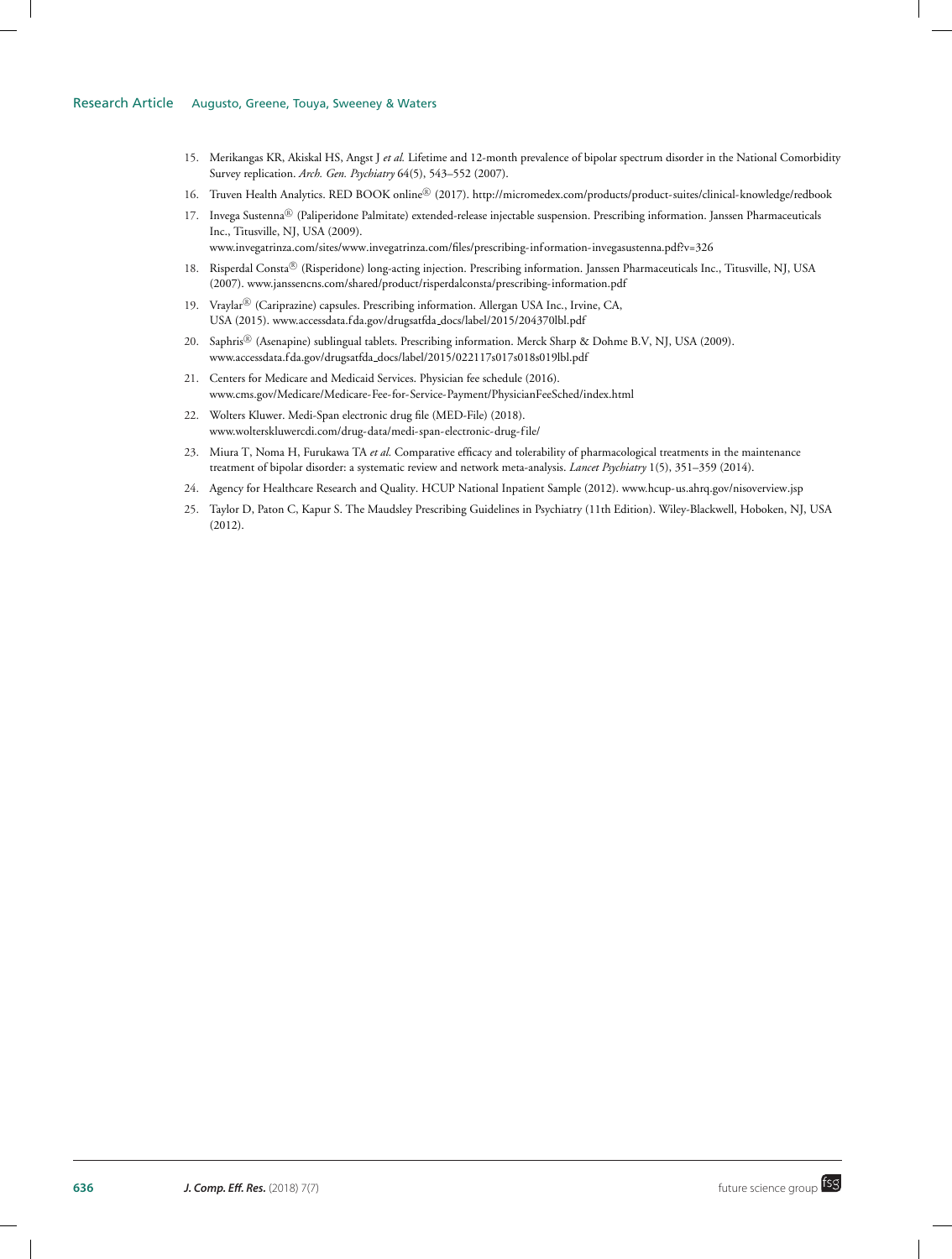15. Merikangas KR, Akiskal HS, Angst J *et al.* Lifetime and 12-month prevalence of bipolar spectrum disorder in the National Comorbidity Survey replication. *Arch. Gen. Psychiatry* 64(5), 543–552 (2007).
16. Truven Health Analytics. RED BOOK online® (2017). http://micromedex.com/products/product-suites/clinical-knowledge/redbook
17. Invega Sustenna® (Paliperidone Palmitate) extended-release injectable suspension. Prescribing information. Janssen Pharmaceuticals Inc., Titusville, NJ, USA (2009). www.invegatrinza.com/sites/www.invegatrinza.com/files/prescribing-information-invegasustenna.pdf?v=326
18. Risperdal Consta® (Risperidone) long-acting injection. Prescribing information. Janssen Pharmaceuticals Inc., Titusville, NJ, USA (2007). www.janssencns.com/shared/product/risperdalconsta/prescribing-information.pdf
19. Vraylar® (Cariprazine) capsules. Prescribing information. Allergan USA Inc., Irvine, CA, USA (2015). www.accessdata.fda.gov/drugsatfda_docs/label/2015/204370lbl.pdf
20. Saphris® (Asenapine) sublingual tablets. Prescribing information. Merck Sharp & Dohme B.V, NJ, USA (2009). www.accessdata.fda.gov/drugsatfda_docs/label/2015/022117s017s018s019lbl.pdf
21. Centers for Medicare and Medicaid Services. Physician fee schedule (2016). www.cms.gov/Medicare/Medicare-Fee-for-Service-Payment/PhysicianFeeSched/index.html
22. Wolters Kluwer. Medi-Span electronic drug file (MED-File) (2018). www.wolterskluwercdi.com/drug-data/medi-span-electronic-drug-file/
23. Miura T, Noma H, Furukawa TA *et al.* Comparative efficacy and tolerability of pharmacological treatments in the maintenance treatment of bipolar disorder: a systematic review and network meta-analysis. *Lancet Psychiatry* 1(5), 351–359 (2014).
24. Agency for Healthcare Research and Quality. HCUP National Inpatient Sample (2012). www.hcup-us.ahrq.gov/nisoverview.jsp
25. Taylor D, Paton C, Kapur S. The Maudsley Prescribing Guidelines in Psychiatry (11th Edition). Wiley-Blackwell, Hoboken, NJ, USA (2012).